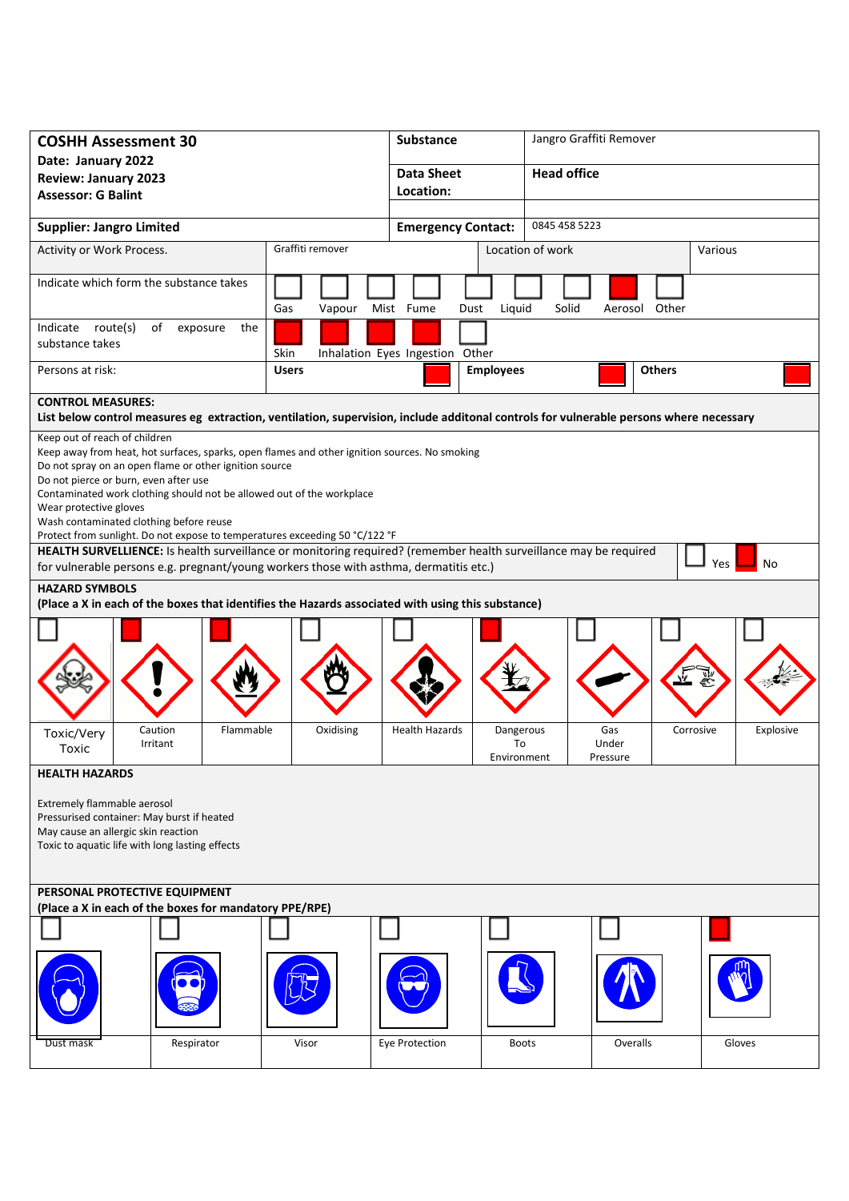| **COSHH Assessment 30**<br>**Date: January 2022**<br>**Review: January 2023**<br>**Assessor: G Balint** | **Substance** | Jangro Graffiti Remover |
|---|---|---|
| | **Data Sheet Location:** | **Head office** |
| **Supplier: Jangro Limited** | **Emergency Contact:** | 0845 458 5223 |

| Activity or Work Process. | Graffiti remover | Location of work | Various |
|---|---|---|---|

**Indicate which form the substance takes**

| Gas | Vapour | Mist | Fume | Dust | Liquid | Solid | Aerosol | Other |
|---|---|---|---|---|---|---|---|---|
| | | | | | | | X | |

**Indicate route(s) of exposure the substance takes**

| Skin | Inhalation | Eyes | Ingestion | Other |
|---|---|---|---|---|
| X | X | X | X | |

**Persons at risk:**

| Users | Employees | Others |
|---|---|---|
| X | X | X |

**CONTROL MEASURES:**
**List below control measures eg extraction, ventilation, supervision, include additonal controls for vulnerable persons where necessary**

Keep out of reach of children
Keep away from heat, hot surfaces, sparks, open flames and other ignition sources. No smoking
Do not spray on an open flame or other ignition source
Do not pierce or burn, even after use
Contaminated work clothing should not be allowed out of the workplace
Wear protective gloves
Wash contaminated clothing before reuse
Protect from sunlight. Do not expose to temperatures exceeding 50 °C/122 °F

**HEALTH SURVELLIENCE:** Is health surveillance or monitoring required? (remember health surveillance may be required for vulnerable persons e.g. pregnant/young workers those with asthma, dermatitis etc.)

| Yes | No |
|---|---|
| | X |

**HAZARD SYMBOLS**
**(Place a X in each of the boxes that identifies the Hazards associated with using this substance)**

| Toxic/Very Toxic | Caution Irritant | Flammable | Oxidising | Health Hazards | Dangerous To Environment | Gas Under Pressure | Corrosive | Explosive |
|---|---|---|---|---|---|---|---|---|
| | X | X | | | X | | | |

**HEALTH HAZARDS**

Extremely flammable aerosol
Pressurised container: May burst if heated
May cause an allergic skin reaction
Toxic to aquatic life with long lasting effects

**PERSONAL PROTECTIVE EQUIPMENT**
**(Place a X in each of the boxes for mandatory PPE/RPE)**

| Dust mask | Respirator | Visor | Eye Protection | Boots | Overalls | Gloves |
|---|---|---|---|---|---|---|
| | | | | | | X |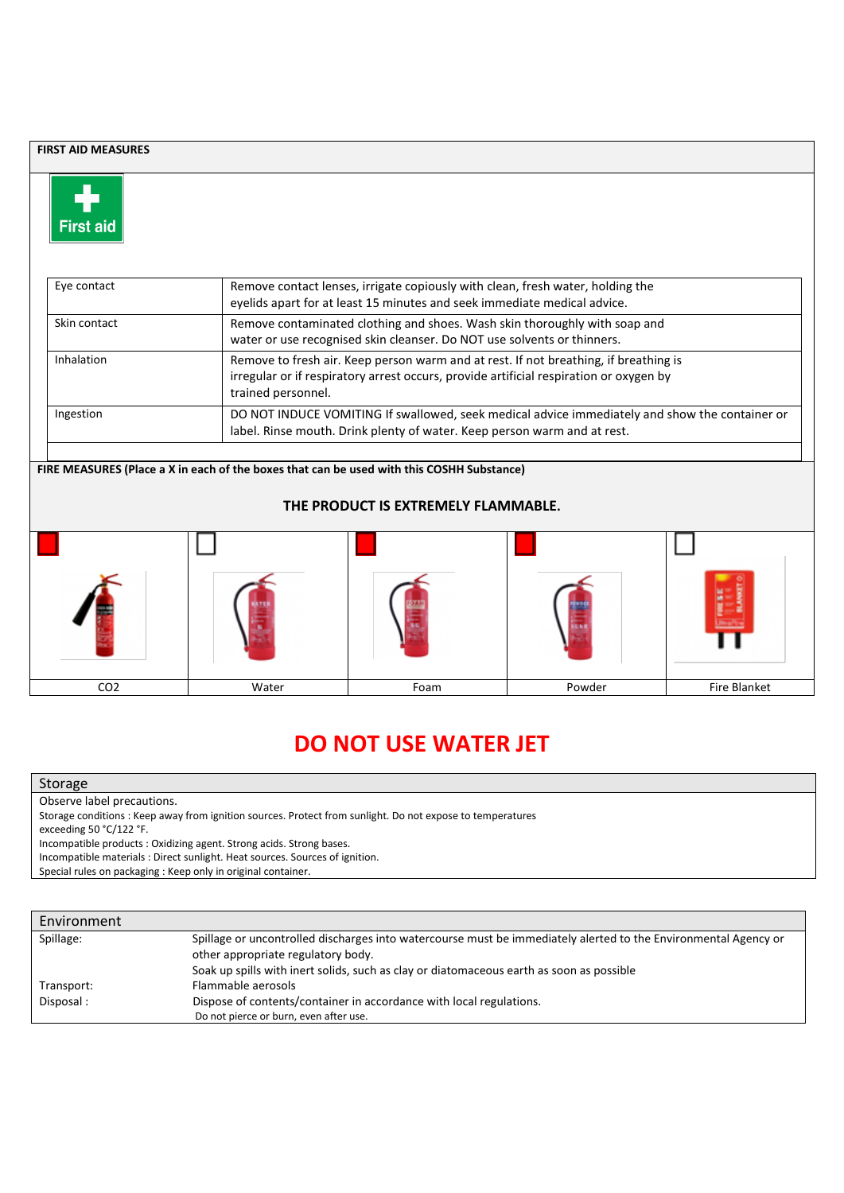## FIRST AID MEASURES

First aid

| | |
|---|---|
| Eye contact | Remove contact lenses, irrigate copiously with clean, fresh water, holding the eyelids apart for at least 15 minutes and seek immediate medical advice. |
| Skin contact | Remove contaminated clothing and shoes. Wash skin thoroughly with soap and water or use recognised skin cleanser. Do NOT use solvents or thinners. |
| Inhalation | Remove to fresh air. Keep person warm and at rest. If not breathing, if breathing is irregular or if respiratory arrest occurs, provide artificial respiration or oxygen by trained personnel. |
| Ingestion | DO NOT INDUCE VOMITING If swallowed, seek medical advice immediately and show the container or label. Rinse mouth. Drink plenty of water. Keep person warm and at rest. |

## FIRE MEASURES (Place a X in each of the boxes that can be used with this COSHH Substance)

**THE PRODUCT IS EXTREMELY FLAMMABLE.**

| CO2 | Water | Foam | Powder | Fire Blanket |
|---|---|---|---|---|
| ■ | ☐ | ■ | ■ | ☐ |

# DO NOT USE WATER JET

## Storage

Observe label precautions.

Storage conditions : Keep away from ignition sources. Protect from sunlight. Do not expose to temperatures exceeding 50 °C/122 °F.

Incompatible products : Oxidizing agent. Strong acids. Strong bases.

Incompatible materials : Direct sunlight. Heat sources. Sources of ignition.

Special rules on packaging : Keep only in original container.

## Environment

| | |
|---|---|
| Spillage: | Spillage or uncontrolled discharges into watercourse must be immediately alerted to the Environmental Agency or other appropriate regulatory body.<br>Soak up spills with inert solids, such as clay or diatomaceous earth as soon as possible |
| Transport: | Flammable aerosols |
| Disposal : | Dispose of contents/container in accordance with local regulations.<br>Do not pierce or burn, even after use. |